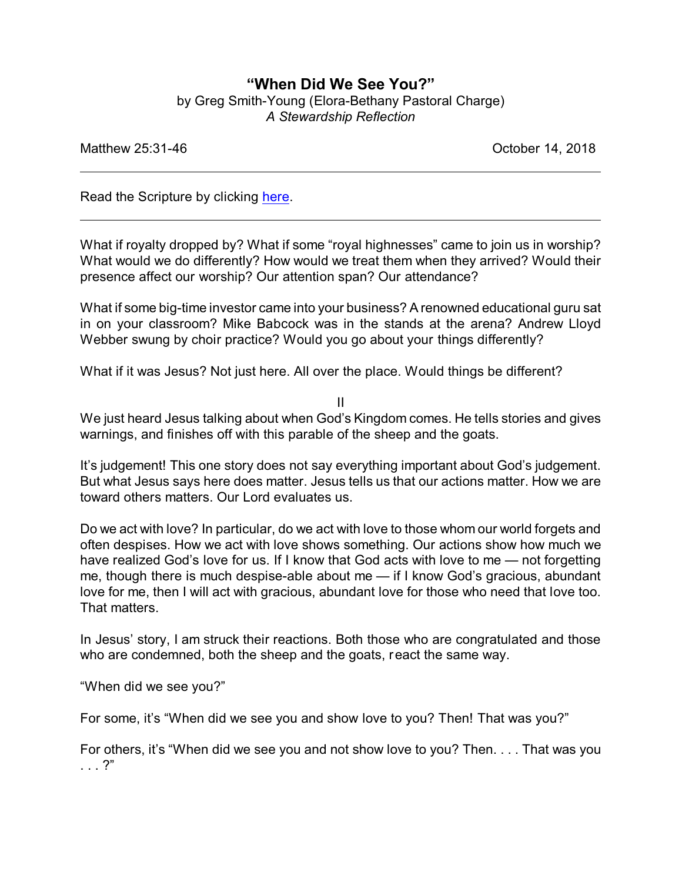# "When Did We See You?"

by Greg Smith-Young (Elora-Bethany Pastoral Charge)
*A Stewardship Reflection*

Matthew 25:31-46 — October 14, 2018

---

Read the Scripture by clicking [here](#).

---

What if royalty dropped by? What if some "royal highnesses" came to join us in worship? What would we do differently? How would we treat them when they arrived? Would their presence affect our worship? Our attention span? Our attendance?

What if some big-time investor came into your business? A renowned educational guru sat in on your classroom? Mike Babcock was in the stands at the arena? Andrew Lloyd Webber swung by choir practice? Would you go about your things differently?

What if it was Jesus? Not just here. All over the place. Would things be different?

II

We just heard Jesus talking about when God's Kingdom comes. He tells stories and gives warnings, and finishes off with this parable of the sheep and the goats.

It's judgement! This one story does not say everything important about God's judgement. But what Jesus says here does matter. Jesus tells us that our actions matter. How we are toward others matters. Our Lord evaluates us.

Do we act with love? In particular, do we act with love to those whom our world forgets and often despises. How we act with love shows something. Our actions show how much we have realized God's love for us. If I know that God acts with love to me — not forgetting me, though there is much despise-able about me — if I know God's gracious, abundant love for me, then I will act with gracious, abundant love for those who need that love too. That matters.

In Jesus' story, I am struck their reactions. Both those who are congratulated and those who are condemned, both the sheep and the goats, react the same way.

"When did we see you?"

For some, it's "When did we see you and show love to you? Then! That was you?"

For others, it's "When did we see you and not show love to you? Then. . . . That was you . . . ?"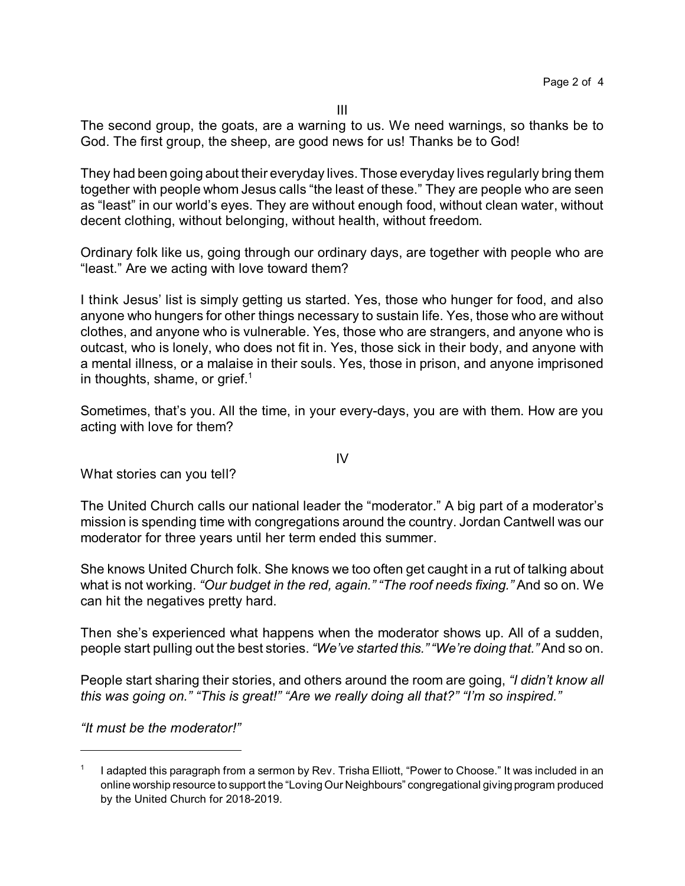## III

The second group, the goats, are a warning to us. We need warnings, so thanks be to God. The first group, the sheep, are good news for us! Thanks be to God!

They had been going about their everyday lives. Those everyday lives regularly bring them together with people whom Jesus calls "the least of these." They are people who are seen as "least" in our world's eyes. They are without enough food, without clean water, without decent clothing, without belonging, without health, without freedom.

Ordinary folk like us, going through our ordinary days, are together with people who are "least." Are we acting with love toward them?

I think Jesus' list is simply getting us started. Yes, those who hunger for food, and also anyone who hungers for other things necessary to sustain life. Yes, those who are without clothes, and anyone who is vulnerable. Yes, those who are strangers, and anyone who is outcast, who is lonely, who does not fit in. Yes, those sick in their body, and anyone with a mental illness, or a malaise in their souls. Yes, those in prison, and anyone imprisoned in thoughts, shame, or grief.[1]

Sometimes, that's you. All the time, in your every-days, you are with them. How are you acting with love for them?

## IV

What stories can you tell?

The United Church calls our national leader the "moderator." A big part of a moderator's mission is spending time with congregations around the country. Jordan Cantwell was our moderator for three years until her term ended this summer.

She knows United Church folk. She knows we too often get caught in a rut of talking about what is not working. *"Our budget in the red, again." "The roof needs fixing."* And so on. We can hit the negatives pretty hard.

Then she's experienced what happens when the moderator shows up. All of a sudden, people start pulling out the best stories. *"We've started this." "We're doing that."* And so on.

People start sharing their stories, and others around the room are going, *"I didn't know all this was going on." "This is great!" "Are we really doing all that?" "I'm so inspired."*

*"It must be the moderator!"*

---

[1] I adapted this paragraph from a sermon by Rev. Trisha Elliott, "Power to Choose." It was included in an online worship resource to support the "Loving Our Neighbours" congregational giving program produced by the United Church for 2018-2019.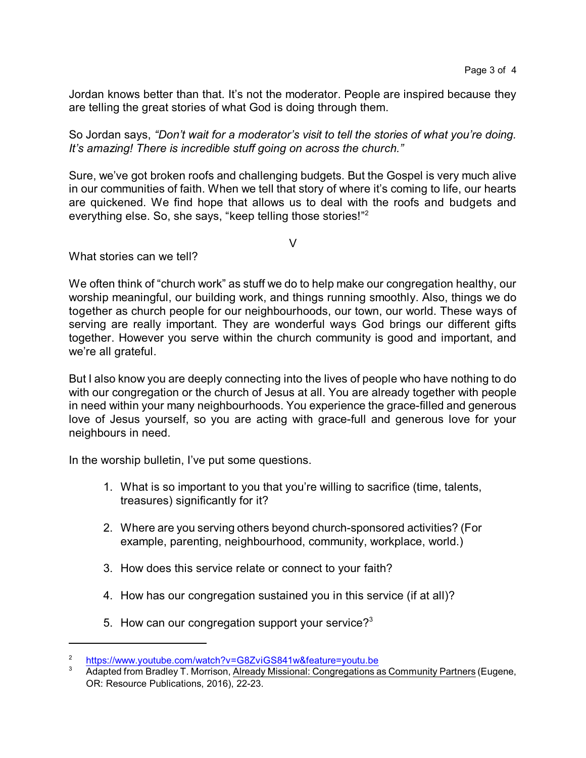Jordan knows better than that. It's not the moderator. People are inspired because they are telling the great stories of what God is doing through them.

So Jordan says, *"Don't wait for a moderator's visit to tell the stories of what you're doing. It's amazing! There is incredible stuff going on across the church."*

Sure, we've got broken roofs and challenging budgets. But the Gospel is very much alive in our communities of faith. When we tell that story of where it's coming to life, our hearts are quickened. We find hope that allows us to deal with the roofs and budgets and everything else. So, she says, "keep telling those stories!"[2]

V

What stories can we tell?

We often think of "church work" as stuff we do to help make our congregation healthy, our worship meaningful, our building work, and things running smoothly. Also, things we do together as church people for our neighbourhoods, our town, our world. These ways of serving are really important. They are wonderful ways God brings our different gifts together. However you serve within the church community is good and important, and we're all grateful.

But I also know you are deeply connecting into the lives of people who have nothing to do with our congregation or the church of Jesus at all. You are already together with people in need within your many neighbourhoods. You experience the grace-filled and generous love of Jesus yourself, so you are acting with grace-full and generous love for your neighbours in need.

In the worship bulletin, I've put some questions.

1. What is so important to you that you're willing to sacrifice (time, talents, treasures) significantly for it?
2. Where are you serving others beyond church-sponsored activities? (For example, parenting, neighbourhood, community, workplace, world.)
3. How does this service relate or connect to your faith?
4. How has our congregation sustained you in this service (if at all)?
5. How can our congregation support your service?[3]

---

[2] https://www.youtube.com/watch?v=G8ZviGS841w&feature=youtu.be

[3] Adapted from Bradley T. Morrison, Already Missional: Congregations as Community Partners (Eugene, OR: Resource Publications, 2016), 22-23.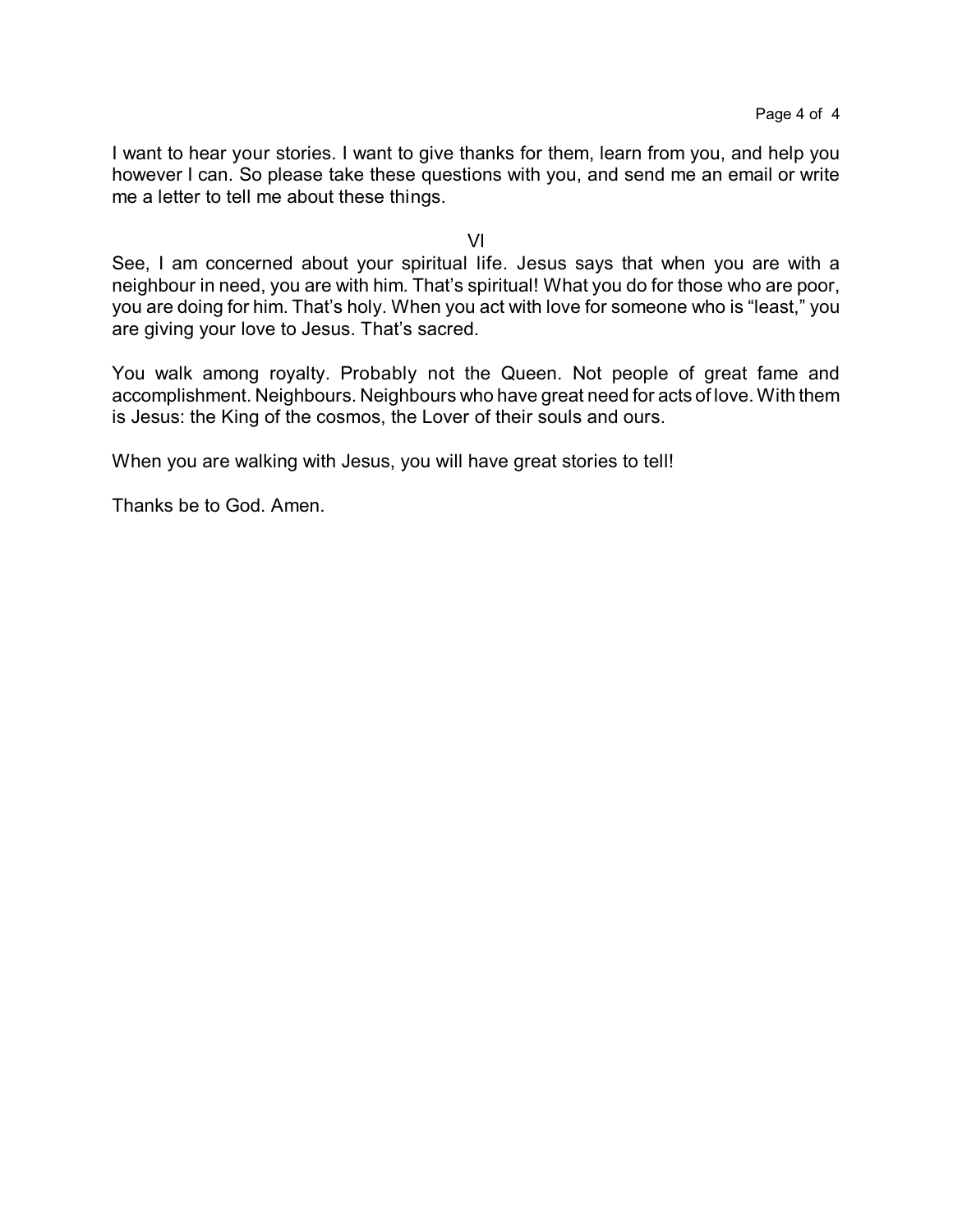I want to hear your stories. I want to give thanks for them, learn from you, and help you however I can. So please take these questions with you, and send me an email or write me a letter to tell me about these things.

## VI

See, I am concerned about your spiritual life. Jesus says that when you are with a neighbour in need, you are with him. That's spiritual! What you do for those who are poor, you are doing for him. That's holy. When you act with love for someone who is "least," you are giving your love to Jesus. That's sacred.

You walk among royalty. Probably not the Queen. Not people of great fame and accomplishment. Neighbours. Neighbours who have great need for acts of love. With them is Jesus: the King of the cosmos, the Lover of their souls and ours.

When you are walking with Jesus, you will have great stories to tell!

Thanks be to God. Amen.